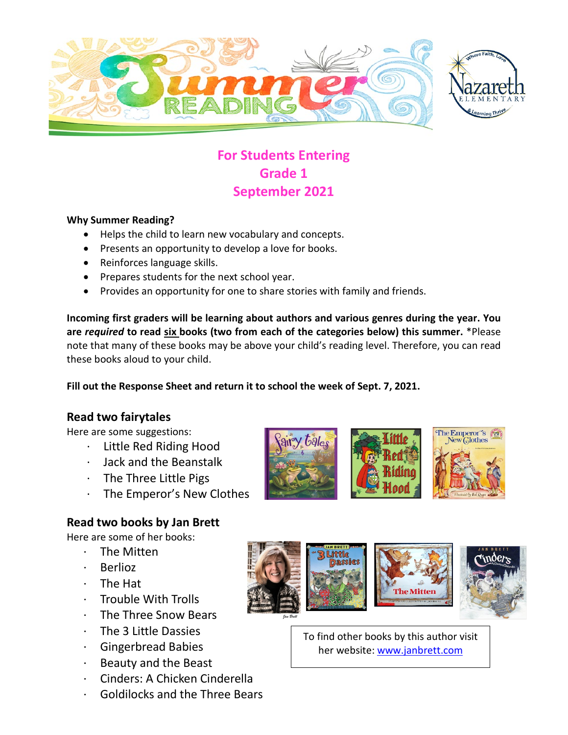# Summer Reading

## For Students Entering Grade 1 September 2021

**Why Summer Reading?**

- Helps the child to learn new vocabulary and concepts.
- Presents an opportunity to develop a love for books.
- Reinforces language skills.
- Prepares students for the next school year.
- Provides an opportunity for one to share stories with family and friends.

**Incoming first graders will be learning about authors and various genres during the year. You are *required* to read six books (two from each of the categories below) this summer.** *Please note that many of these books may be above your child's reading level. Therefore, you can read these books aloud to your child.

**Fill out the Response Sheet and return it to school the week of Sept. 7, 2021.**

### Read two fairytales

Here are some suggestions:

- Little Red Riding Hood
- Jack and the Beanstalk
- The Three Little Pigs
- The Emperor's New Clothes

### Read two books by Jan Brett

Here are some of her books:

- The Mitten
- Berlioz
- The Hat
- Trouble With Trolls
- The Three Snow Bears
- The 3 Little Dassies
- Gingerbread Babies
- Beauty and the Beast
- Cinders: A Chicken Cinderella
- Goldilocks and the Three Bears

To find other books by this author visit her website: www.janbrett.com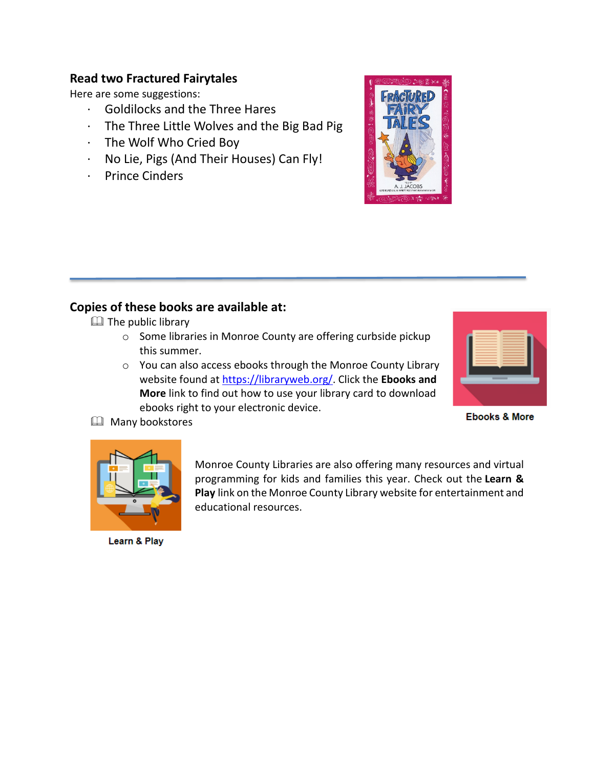**Read two Fractured Fairytales**

Here are some suggestions:

- Goldilocks and the Three Hares
- The Three Little Wolves and the Big Bad Pig
- The Wolf Who Cried Boy
- No Lie, Pigs (And Their Houses) Can Fly!
- Prince Cinders

---

**Copies of these books are available at:**

- The public library
  - Some libraries in Monroe County are offering curbside pickup this summer.
  - You can also access ebooks through the Monroe County Library website found at https://libraryweb.org/. Click the **Ebooks and More** link to find out how to use your library card to download ebooks right to your electronic device.
- Many bookstores

Ebooks & More

Monroe County Libraries are also offering many resources and virtual programming for kids and families this year. Check out the **Learn & Play** link on the Monroe County Library website for entertainment and educational resources.

Learn & Play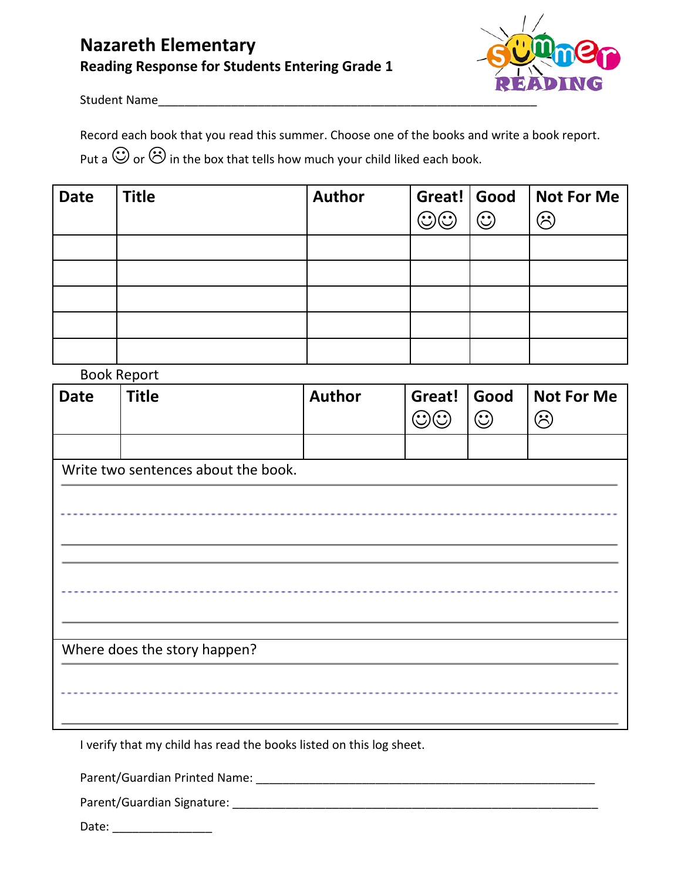# Nazareth Elementary

**Reading Response for Students Entering Grade 1**

Summer READING

Student Name_______________________________________________________________

Record each book that you read this summer. Choose one of the books and write a book report. Put a ☺ or ☹ in the box that tells how much your child liked each book.

| Date | Title | Author | Great! ☺☺ | Good ☺ | Not For Me ☹ |
|---|---|---|---|---|---|
| | | | | | |
| | | | | | |
| | | | | | |
| | | | | | |
| | | | | | |

Book Report

| Date | Title | Author | Great! ☺☺ | Good ☺ | Not For Me ☹ |
|---|---|---|---|---|---|
| | | | | | |

Write two sentences about the book.

______________________________________________________________________________

______________________________________________________________________________

______________________________________________________________________________

______________________________________________________________________________

Where does the story happen?

______________________________________________________________________________

______________________________________________________________________________

I verify that my child has read the books listed on this log sheet.

Parent/Guardian Printed Name: _____________________________________________________

Parent/Guardian Signature: _________________________________________________________

Date: _______________